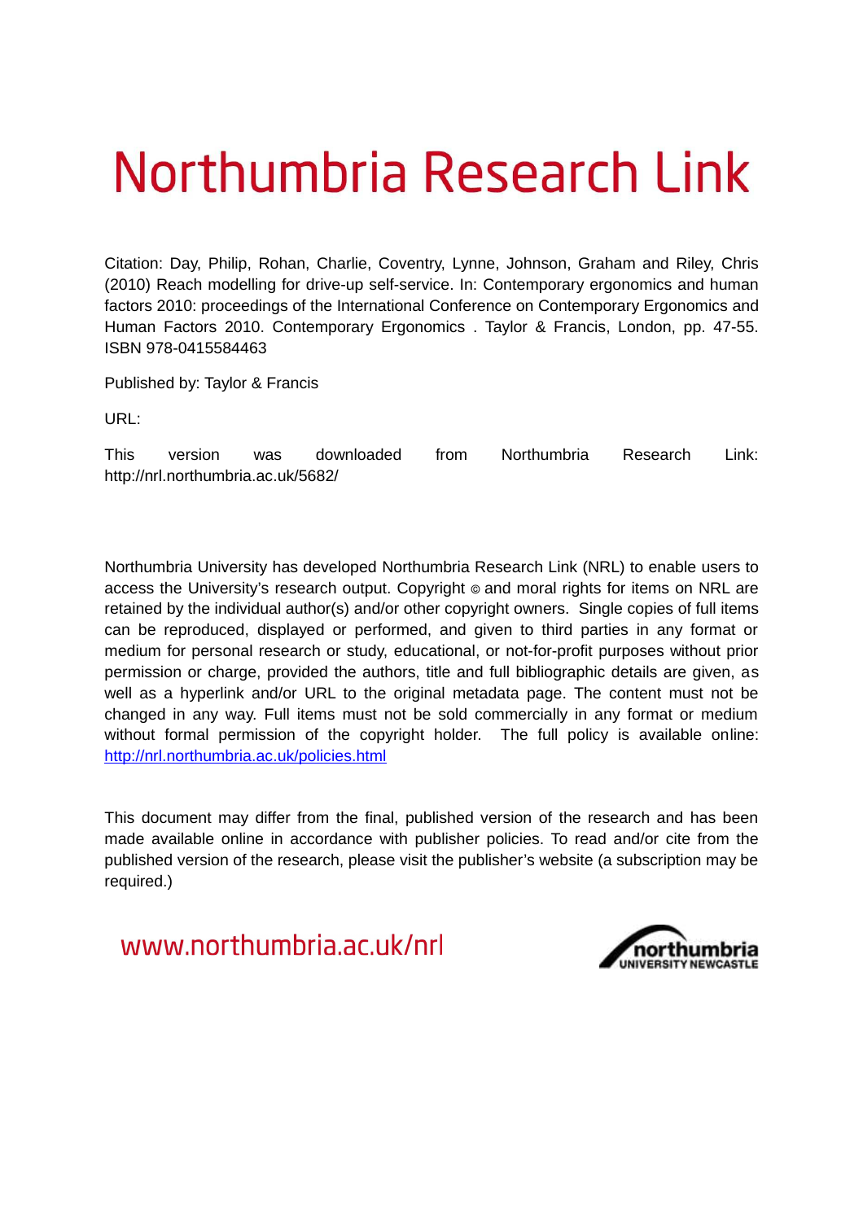# Northumbria Research Link

Citation: Day, Philip, Rohan, Charlie, Coventry, Lynne, Johnson, Graham and Riley, Chris (2010) Reach modelling for drive-up self-service. In: Contemporary ergonomics and human factors 2010: proceedings of the International Conference on Contemporary Ergonomics and Human Factors 2010. Contemporary Ergonomics . Taylor & Francis, London, pp. 47-55. ISBN 978-0415584463

Published by: Taylor & Francis

URL:

This version was downloaded from Northumbria Research Link: http://nrl.northumbria.ac.uk/5682/

Northumbria University has developed Northumbria Research Link (NRL) to enable users to access the University's research output. Copyright © and moral rights for items on NRL are retained by the individual author(s) and/or other copyright owners. Single copies of full items can be reproduced, displayed or performed, and given to third parties in any format or medium for personal research or study, educational, or not-for-profit purposes without prior permission or charge, provided the authors, title and full bibliographic details are given, as well as a hyperlink and/or URL to the original metadata page. The content must not be changed in any way. Full items must not be sold commercially in any format or medium without formal permission of the copyright holder. The full policy is available online: http://nrl.northumbria.ac.uk/policies.html

This document may differ from the final, published version of the research and has been made available online in accordance with publisher policies. To read and/or cite from the published version of the research, please visit the publisher's website (a subscription may be required.)

www.northumbria.ac.uk/nrl

northumbria UNIVERSITY NEWCASTLE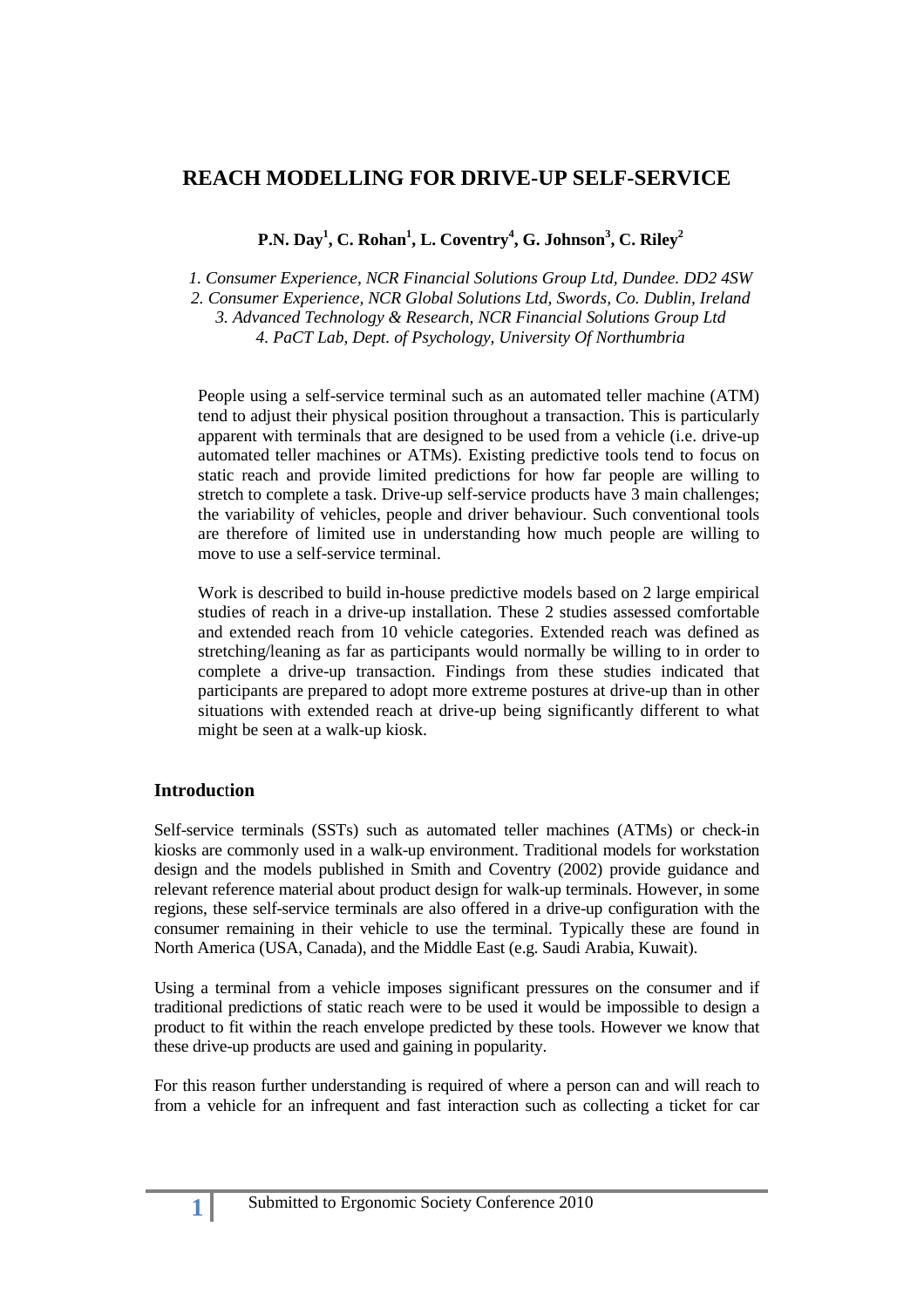# REACH MODELLING FOR DRIVE-UP SELF-SERVICE

**P.N. Day[1], C. Rohan[1], L. Coventry[4], G. Johnson[3], C. Riley[2]**

*1. Consumer Experience, NCR Financial Solutions Group Ltd, Dundee. DD2 4SW*
*2. Consumer Experience, NCR Global Solutions Ltd, Swords, Co. Dublin, Ireland*
*3. Advanced Technology & Research, NCR Financial Solutions Group Ltd*
*4. PaCT Lab, Dept. of Psychology, University Of Northumbria*

People using a self-service terminal such as an automated teller machine (ATM) tend to adjust their physical position throughout a transaction. This is particularly apparent with terminals that are designed to be used from a vehicle (i.e. drive-up automated teller machines or ATMs). Existing predictive tools tend to focus on static reach and provide limited predictions for how far people are willing to stretch to complete a task. Drive-up self-service products have 3 main challenges; the variability of vehicles, people and driver behaviour. Such conventional tools are therefore of limited use in understanding how much people are willing to move to use a self-service terminal.

Work is described to build in-house predictive models based on 2 large empirical studies of reach in a drive-up installation. These 2 studies assessed comfortable and extended reach from 10 vehicle categories. Extended reach was defined as stretching/leaning as far as participants would normally be willing to in order to complete a drive-up transaction. Findings from these studies indicated that participants are prepared to adopt more extreme postures at drive-up than in other situations with extended reach at drive-up being significantly different to what might be seen at a walk-up kiosk.

## Introduction

Self-service terminals (SSTs) such as automated teller machines (ATMs) or check-in kiosks are commonly used in a walk-up environment. Traditional models for workstation design and the models published in Smith and Coventry (2002) provide guidance and relevant reference material about product design for walk-up terminals. However, in some regions, these self-service terminals are also offered in a drive-up configuration with the consumer remaining in their vehicle to use the terminal. Typically these are found in North America (USA, Canada), and the Middle East (e.g. Saudi Arabia, Kuwait).

Using a terminal from a vehicle imposes significant pressures on the consumer and if traditional predictions of static reach were to be used it would be impossible to design a product to fit within the reach envelope predicted by these tools. However we know that these drive-up products are used and gaining in popularity.

For this reason further understanding is required of where a person can and will reach to from a vehicle for an infrequent and fast interaction such as collecting a ticket for car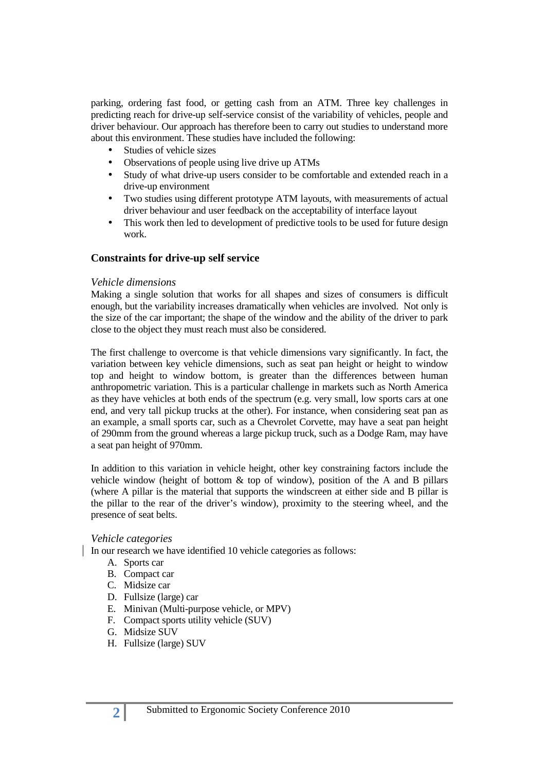parking, ordering fast food, or getting cash from an ATM. Three key challenges in predicting reach for drive-up self-service consist of the variability of vehicles, people and driver behaviour. Our approach has therefore been to carry out studies to understand more about this environment. These studies have included the following:

- Studies of vehicle sizes
- Observations of people using live drive up ATMs
- Study of what drive-up users consider to be comfortable and extended reach in a drive-up environment
- Two studies using different prototype ATM layouts, with measurements of actual driver behaviour and user feedback on the acceptability of interface layout
- This work then led to development of predictive tools to be used for future design work.

## Constraints for drive-up self service

### *Vehicle dimensions*

Making a single solution that works for all shapes and sizes of consumers is difficult enough, but the variability increases dramatically when vehicles are involved. Not only is the size of the car important; the shape of the window and the ability of the driver to park close to the object they must reach must also be considered.

The first challenge to overcome is that vehicle dimensions vary significantly. In fact, the variation between key vehicle dimensions, such as seat pan height or height to window top and height to window bottom, is greater than the differences between human anthropometric variation. This is a particular challenge in markets such as North America as they have vehicles at both ends of the spectrum (e.g. very small, low sports cars at one end, and very tall pickup trucks at the other). For instance, when considering seat pan as an example, a small sports car, such as a Chevrolet Corvette, may have a seat pan height of 290mm from the ground whereas a large pickup truck, such as a Dodge Ram, may have a seat pan height of 970mm.

In addition to this variation in vehicle height, other key constraining factors include the vehicle window (height of bottom & top of window), position of the A and B pillars (where A pillar is the material that supports the windscreen at either side and B pillar is the pillar to the rear of the driver's window), proximity to the steering wheel, and the presence of seat belts.

### *Vehicle categories*

In our research we have identified 10 vehicle categories as follows:

A. Sports car
B. Compact car
C. Midsize car
D. Fullsize (large) car
E. Minivan (Multi-purpose vehicle, or MPV)
F. Compact sports utility vehicle (SUV)
G. Midsize SUV
H. Fullsize (large) SUV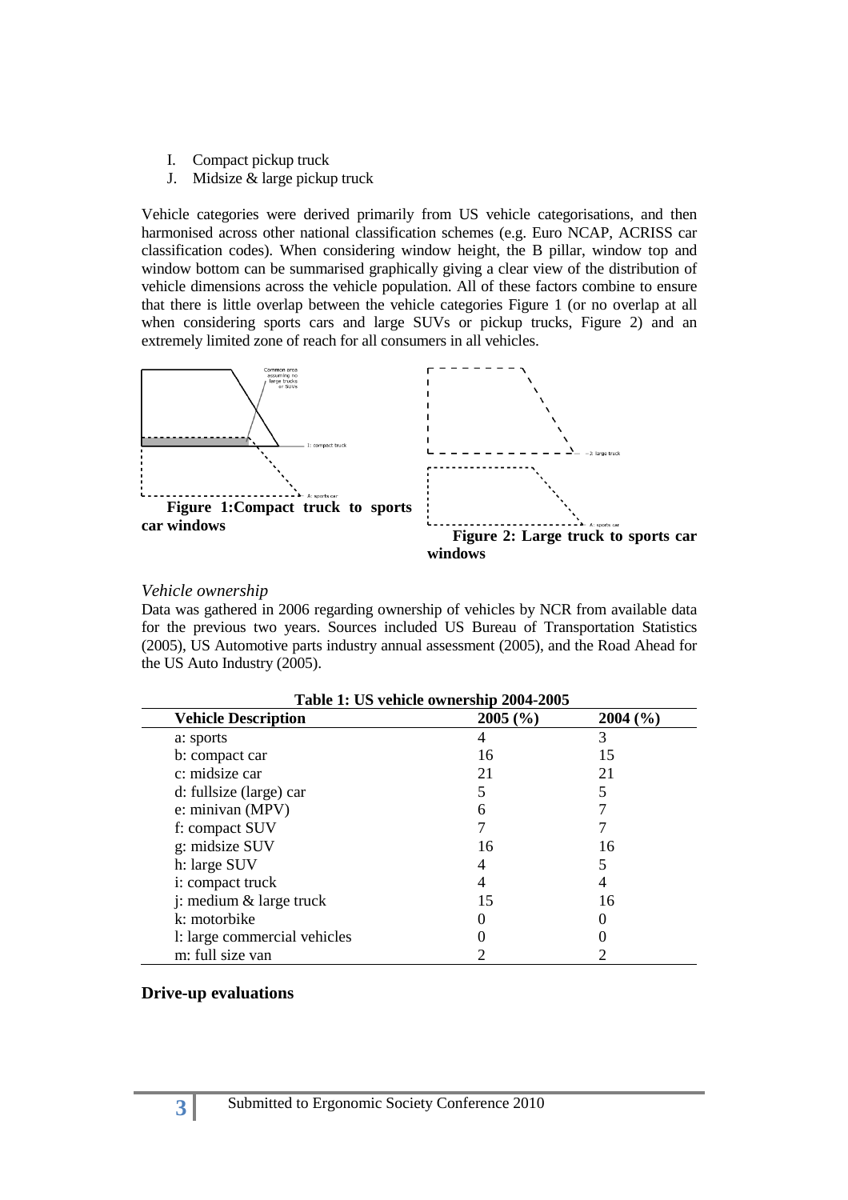I. Compact pickup truck
J. Midsize & large pickup truck

Vehicle categories were derived primarily from US vehicle categorisations, and then harmonised across other national classification schemes (e.g. Euro NCAP, ACRISS car classification codes). When considering window height, the B pillar, window top and window bottom can be summarised graphically giving a clear view of the distribution of vehicle dimensions across the vehicle population. All of these factors combine to ensure that there is little overlap between the vehicle categories Figure 1 (or no overlap at all when considering sports cars and large SUVs or pickup trucks, Figure 2) and an extremely limited zone of reach for all consumers in all vehicles.

**Figure 1:Compact truck to sports car windows**

**Figure 2: Large truck to sports car windows**

*Vehicle ownership*

Data was gathered in 2006 regarding ownership of vehicles by NCR from available data for the previous two years. Sources included US Bureau of Transportation Statistics (2005), US Automotive parts industry annual assessment (2005), and the Road Ahead for the US Auto Industry (2005).

**Table 1: US vehicle ownership 2004-2005**

| Vehicle Description | 2005 (%) | 2004 (%) |
|---|---|---|
| a: sports | 4 | 3 |
| b: compact car | 16 | 15 |
| c: midsize car | 21 | 21 |
| d: fullsize (large) car | 5 | 5 |
| e: minivan (MPV) | 6 | 7 |
| f: compact SUV | 7 | 7 |
| g: midsize SUV | 16 | 16 |
| h: large SUV | 4 | 5 |
| i: compact truck | 4 | 4 |
| j: medium & large truck | 15 | 16 |
| k: motorbike | 0 | 0 |
| l: large commercial vehicles | 0 | 0 |
| m: full size van | 2 | 2 |

**Drive-up evaluations**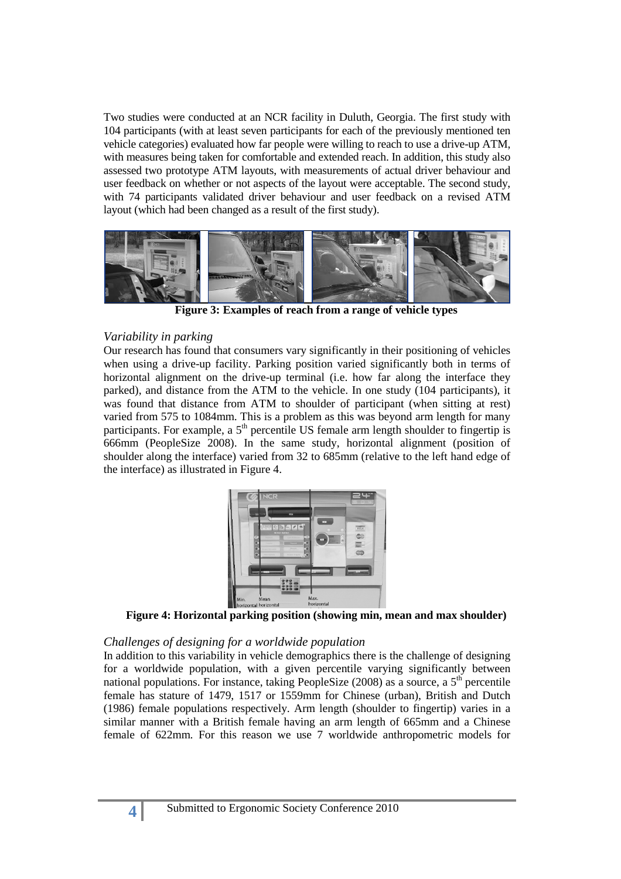Two studies were conducted at an NCR facility in Duluth, Georgia. The first study with 104 participants (with at least seven participants for each of the previously mentioned ten vehicle categories) evaluated how far people were willing to reach to use a drive-up ATM, with measures being taken for comfortable and extended reach. In addition, this study also assessed two prototype ATM layouts, with measurements of actual driver behaviour and user feedback on whether or not aspects of the layout were acceptable. The second study, with 74 participants validated driver behaviour and user feedback on a revised ATM layout (which had been changed as a result of the first study).

**Figure 3: Examples of reach from a range of vehicle types**

### *Variability in parking*

Our research has found that consumers vary significantly in their positioning of vehicles when using a drive-up facility. Parking position varied significantly both in terms of horizontal alignment on the drive-up terminal (i.e. how far along the interface they parked), and distance from the ATM to the vehicle. In one study (104 participants), it was found that distance from ATM to shoulder of participant (when sitting at rest) varied from 575 to 1084mm. This is a problem as this was beyond arm length for many participants. For example, a 5th percentile US female arm length shoulder to fingertip is 666mm (PeopleSize 2008). In the same study, horizontal alignment (position of shoulder along the interface) varied from 32 to 685mm (relative to the left hand edge of the interface) as illustrated in Figure 4.

**Figure 4: Horizontal parking position (showing min, mean and max shoulder)**

### *Challenges of designing for a worldwide population*

In addition to this variability in vehicle demographics there is the challenge of designing for a worldwide population, with a given percentile varying significantly between national populations. For instance, taking PeopleSize (2008) as a source, a 5th percentile female has stature of 1479, 1517 or 1559mm for Chinese (urban), British and Dutch (1986) female populations respectively. Arm length (shoulder to fingertip) varies in a similar manner with a British female having an arm length of 665mm and a Chinese female of 622mm. For this reason we use 7 worldwide anthropometric models for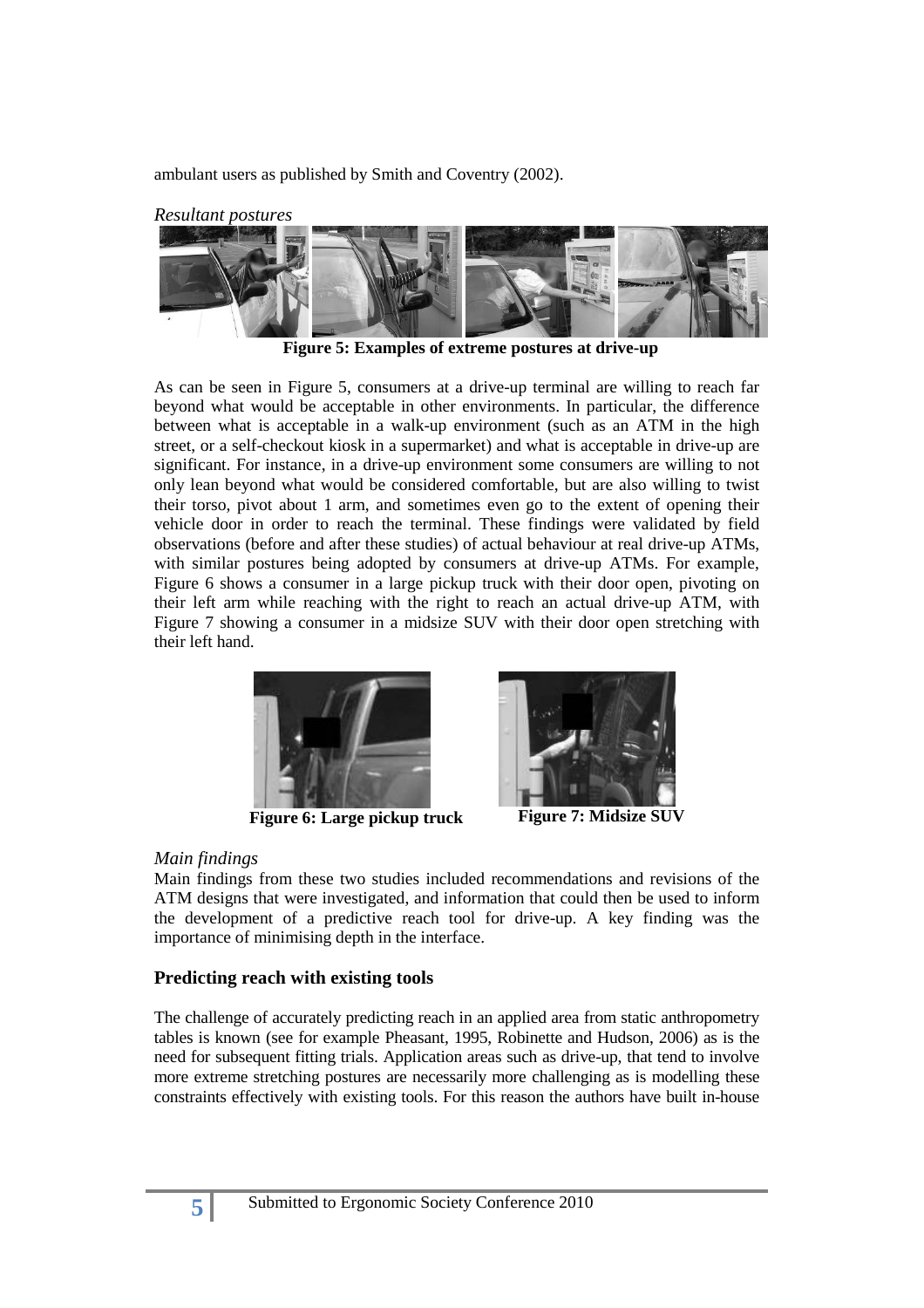ambulant users as published by Smith and Coventry (2002).

*Resultant postures*

**Figure 5: Examples of extreme postures at drive-up**

As can be seen in Figure 5, consumers at a drive-up terminal are willing to reach far beyond what would be acceptable in other environments. In particular, the difference between what is acceptable in a walk-up environment (such as an ATM in the high street, or a self-checkout kiosk in a supermarket) and what is acceptable in drive-up are significant. For instance, in a drive-up environment some consumers are willing to not only lean beyond what would be considered comfortable, but are also willing to twist their torso, pivot about 1 arm, and sometimes even go to the extent of opening their vehicle door in order to reach the terminal. These findings were validated by field observations (before and after these studies) of actual behaviour at real drive-up ATMs, with similar postures being adopted by consumers at drive-up ATMs. For example, Figure 6 shows a consumer in a large pickup truck with their door open, pivoting on their left arm while reaching with the right to reach an actual drive-up ATM, with Figure 7 showing a consumer in a midsize SUV with their door open stretching with their left hand.

**Figure 6: Large pickup truck**

**Figure 7: Midsize SUV**

*Main findings*

Main findings from these two studies included recommendations and revisions of the ATM designs that were investigated, and information that could then be used to inform the development of a predictive reach tool for drive-up. A key finding was the importance of minimising depth in the interface.

## Predicting reach with existing tools

The challenge of accurately predicting reach in an applied area from static anthropometry tables is known (see for example Pheasant, 1995, Robinette and Hudson, 2006) as is the need for subsequent fitting trials. Application areas such as drive-up, that tend to involve more extreme stretching postures are necessarily more challenging as is modelling these constraints effectively with existing tools. For this reason the authors have built in-house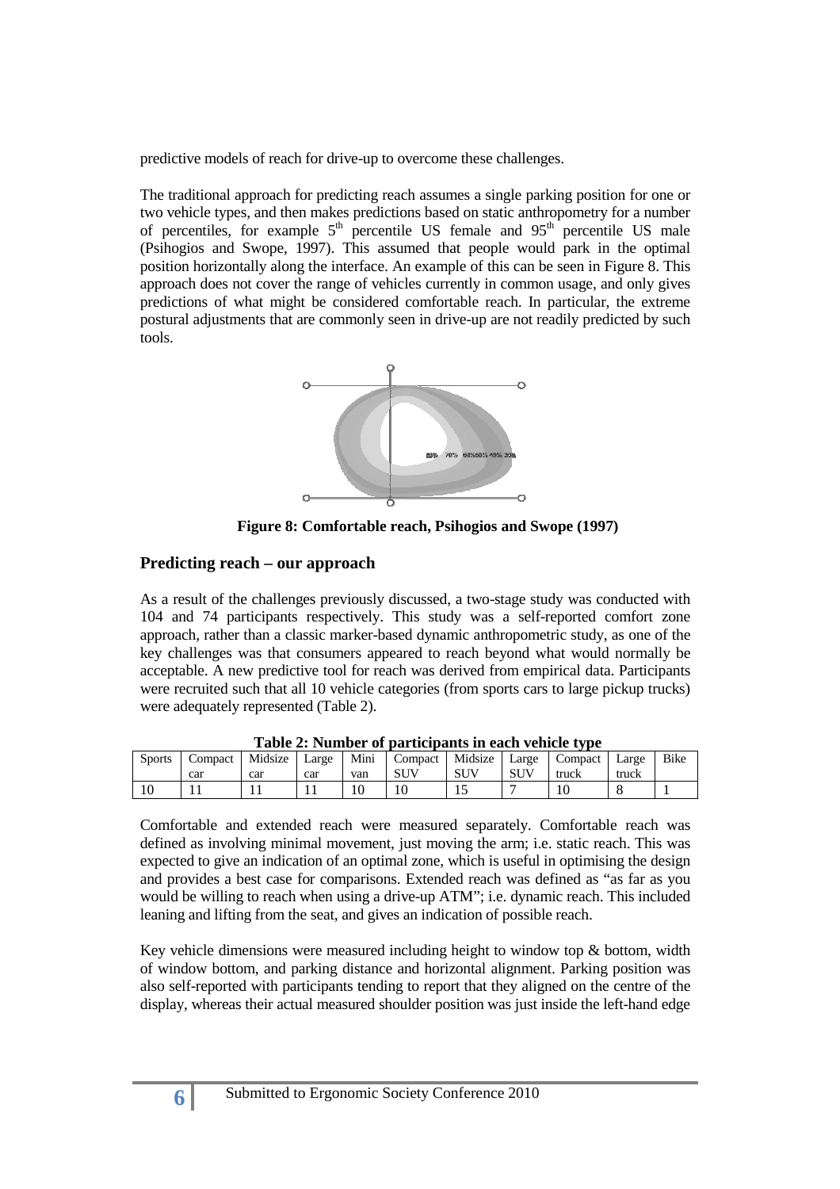predictive models of reach for drive-up to overcome these challenges.

The traditional approach for predicting reach assumes a single parking position for one or two vehicle types, and then makes predictions based on static anthropometry for a number of percentiles, for example 5th percentile US female and 95th percentile US male (Psihogios and Swope, 1997). This assumed that people would park in the optimal position horizontally along the interface. An example of this can be seen in Figure 8. This approach does not cover the range of vehicles currently in common usage, and only gives predictions of what might be considered comfortable reach. In particular, the extreme postural adjustments that are commonly seen in drive-up are not readily predicted by such tools.

**Figure 8: Comfortable reach, Psihogios and Swope (1997)**

## Predicting reach – our approach

As a result of the challenges previously discussed, a two-stage study was conducted with 104 and 74 participants respectively. This study was a self-reported comfort zone approach, rather than a classic marker-based dynamic anthropometric study, as one of the key challenges was that consumers appeared to reach beyond what would normally be acceptable. A new predictive tool for reach was derived from empirical data. Participants were recruited such that all 10 vehicle categories (from sports cars to large pickup trucks) were adequately represented (Table 2).

**Table 2: Number of participants in each vehicle type**

| Sports | Compact car | Midsize car | Large car | Mini van | Compact SUV | Midsize SUV | Large SUV | Compact truck | Large truck | Bike |
|---|---|---|---|---|---|---|---|---|---|---|
| 10 | 11 | 11 | 11 | 10 | 10 | 15 | 7 | 10 | 8 | 1 |

Comfortable and extended reach were measured separately. Comfortable reach was defined as involving minimal movement, just moving the arm; i.e. static reach. This was expected to give an indication of an optimal zone, which is useful in optimising the design and provides a best case for comparisons. Extended reach was defined as "as far as you would be willing to reach when using a drive-up ATM"; i.e. dynamic reach. This included leaning and lifting from the seat, and gives an indication of possible reach.

Key vehicle dimensions were measured including height to window top & bottom, width of window bottom, and parking distance and horizontal alignment. Parking position was also self-reported with participants tending to report that they aligned on the centre of the display, whereas their actual measured shoulder position was just inside the left-hand edge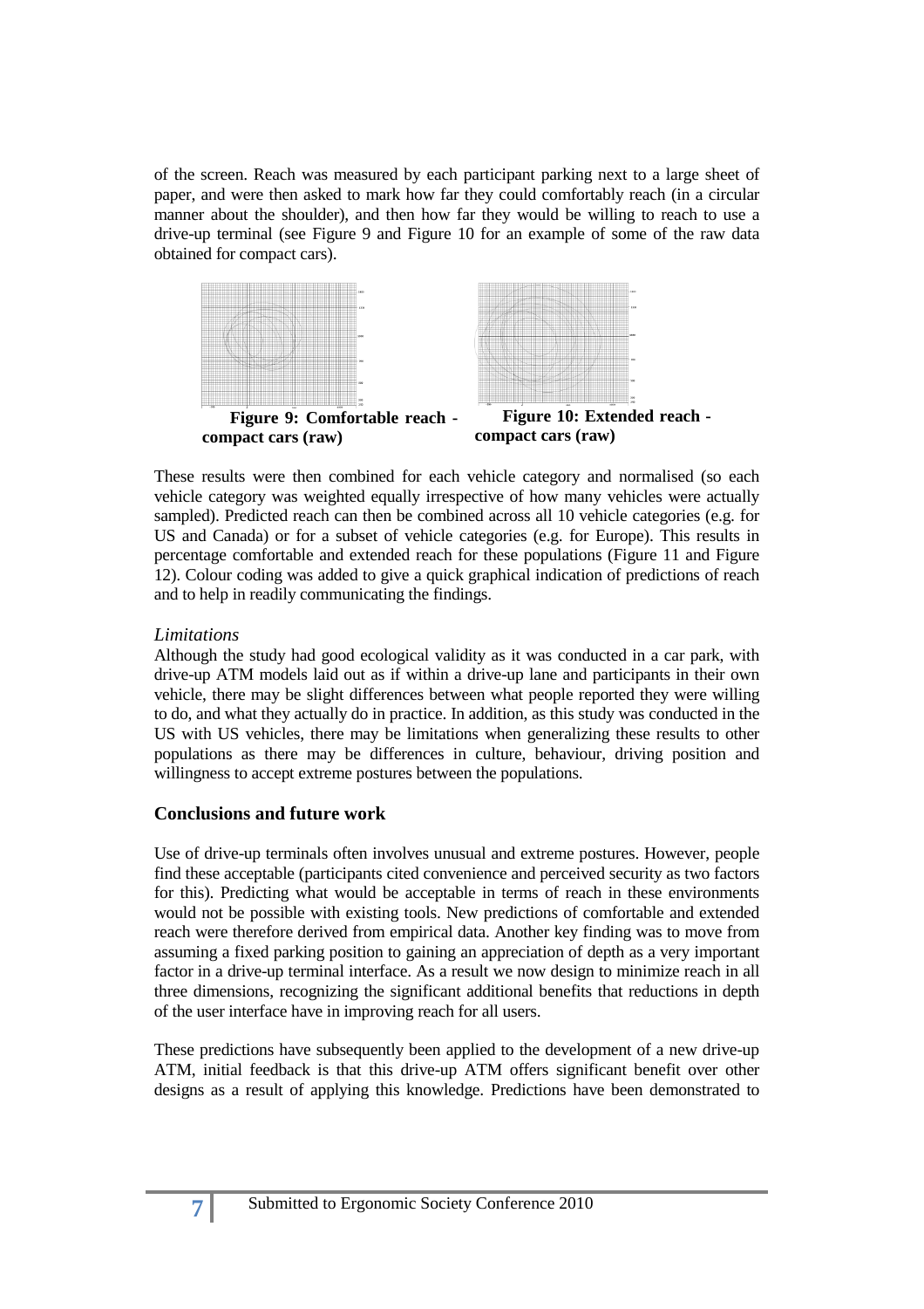of the screen. Reach was measured by each participant parking next to a large sheet of paper, and were then asked to mark how far they could comfortably reach (in a circular manner about the shoulder), and then how far they would be willing to reach to use a drive-up terminal (see Figure 9 and Figure 10 for an example of some of the raw data obtained for compact cars).

**Figure 9: Comfortable reach - compact cars (raw)**

**Figure 10: Extended reach - compact cars (raw)**

These results were then combined for each vehicle category and normalised (so each vehicle category was weighted equally irrespective of how many vehicles were actually sampled). Predicted reach can then be combined across all 10 vehicle categories (e.g. for US and Canada) or for a subset of vehicle categories (e.g. for Europe). This results in percentage comfortable and extended reach for these populations (Figure 11 and Figure 12). Colour coding was added to give a quick graphical indication of predictions of reach and to help in readily communicating the findings.

### *Limitations*

Although the study had good ecological validity as it was conducted in a car park, with drive-up ATM models laid out as if within a drive-up lane and participants in their own vehicle, there may be slight differences between what people reported they were willing to do, and what they actually do in practice. In addition, as this study was conducted in the US with US vehicles, there may be limitations when generalizing these results to other populations as there may be differences in culture, behaviour, driving position and willingness to accept extreme postures between the populations.

## Conclusions and future work

Use of drive-up terminals often involves unusual and extreme postures. However, people find these acceptable (participants cited convenience and perceived security as two factors for this). Predicting what would be acceptable in terms of reach in these environments would not be possible with existing tools. New predictions of comfortable and extended reach were therefore derived from empirical data. Another key finding was to move from assuming a fixed parking position to gaining an appreciation of depth as a very important factor in a drive-up terminal interface. As a result we now design to minimize reach in all three dimensions, recognizing the significant additional benefits that reductions in depth of the user interface have in improving reach for all users.

These predictions have subsequently been applied to the development of a new drive-up ATM, initial feedback is that this drive-up ATM offers significant benefit over other designs as a result of applying this knowledge. Predictions have been demonstrated to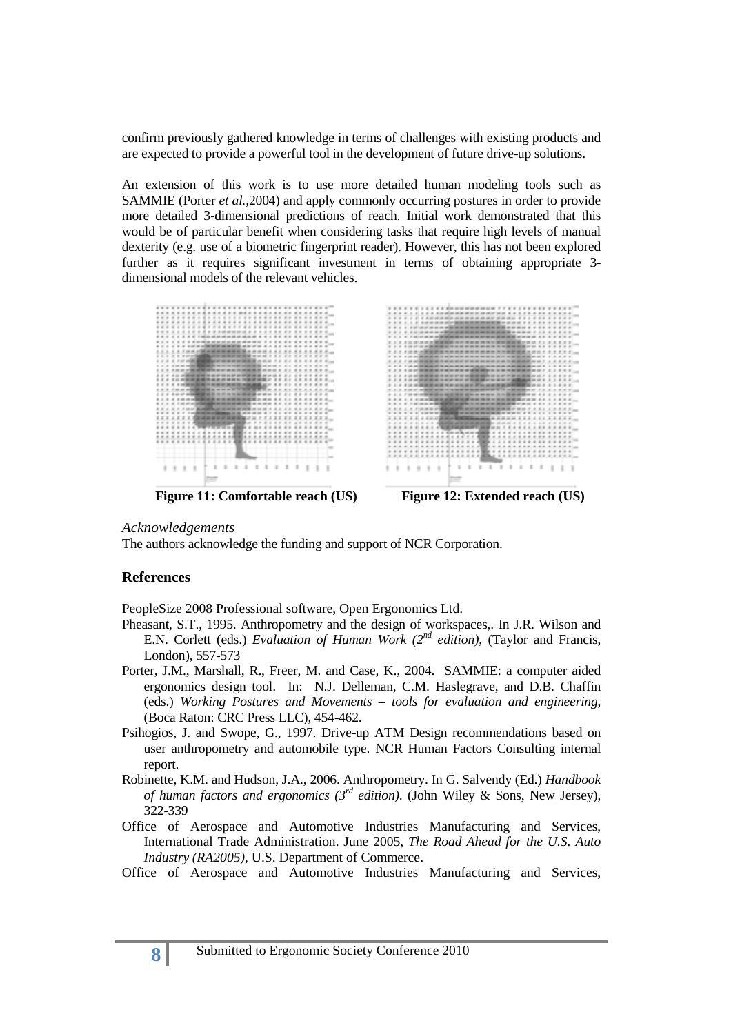confirm previously gathered knowledge in terms of challenges with existing products and are expected to provide a powerful tool in the development of future drive-up solutions.

An extension of this work is to use more detailed human modeling tools such as SAMMIE (Porter *et al.*,2004) and apply commonly occurring postures in order to provide more detailed 3-dimensional predictions of reach. Initial work demonstrated that this would be of particular benefit when considering tasks that require high levels of manual dexterity (e.g. use of a biometric fingerprint reader). However, this has not been explored further as it requires significant investment in terms of obtaining appropriate 3-dimensional models of the relevant vehicles.

**Figure 11: Comfortable reach (US)**

**Figure 12: Extended reach (US)**

*Acknowledgements*

The authors acknowledge the funding and support of NCR Corporation.

## References

PeopleSize 2008 Professional software, Open Ergonomics Ltd.

Pheasant, S.T., 1995. Anthropometry and the design of workspaces,. In J.R. Wilson and E.N. Corlett (eds.) *Evaluation of Human Work (2nd edition)*, (Taylor and Francis, London), 557-573

Porter, J.M., Marshall, R., Freer, M. and Case, K., 2004. SAMMIE: a computer aided ergonomics design tool. In: N.J. Delleman, C.M. Haslegrave, and D.B. Chaffin (eds.) *Working Postures and Movements – tools for evaluation and engineering*, (Boca Raton: CRC Press LLC), 454-462.

Psihogios, J. and Swope, G., 1997. Drive-up ATM Design recommendations based on user anthropometry and automobile type. NCR Human Factors Consulting internal report.

Robinette, K.M. and Hudson, J.A., 2006. Anthropometry. In G. Salvendy (Ed.) *Handbook of human factors and ergonomics (3rd edition)*. (John Wiley & Sons, New Jersey), 322-339

Office of Aerospace and Automotive Industries Manufacturing and Services, International Trade Administration. June 2005, *The Road Ahead for the U.S. Auto Industry (RA2005)*, U.S. Department of Commerce.

Office of Aerospace and Automotive Industries Manufacturing and Services,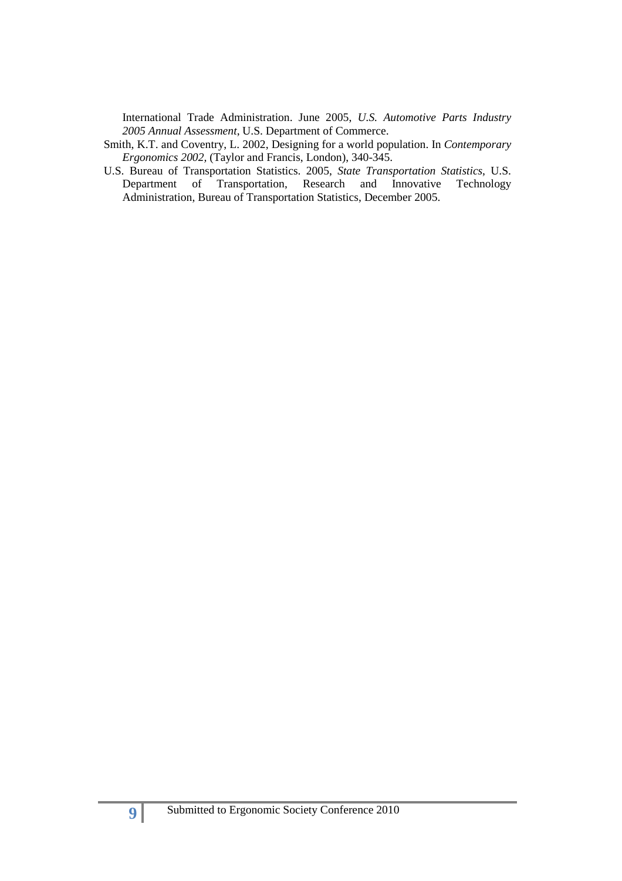International Trade Administration. June 2005, *U.S. Automotive Parts Industry 2005 Annual Assessment*, U.S. Department of Commerce.

Smith, K.T. and Coventry, L. 2002, Designing for a world population. In *Contemporary Ergonomics 2002*, (Taylor and Francis, London), 340-345.

U.S. Bureau of Transportation Statistics. 2005, *State Transportation Statistics*, U.S. Department of Transportation, Research and Innovative Technology Administration, Bureau of Transportation Statistics, December 2005.